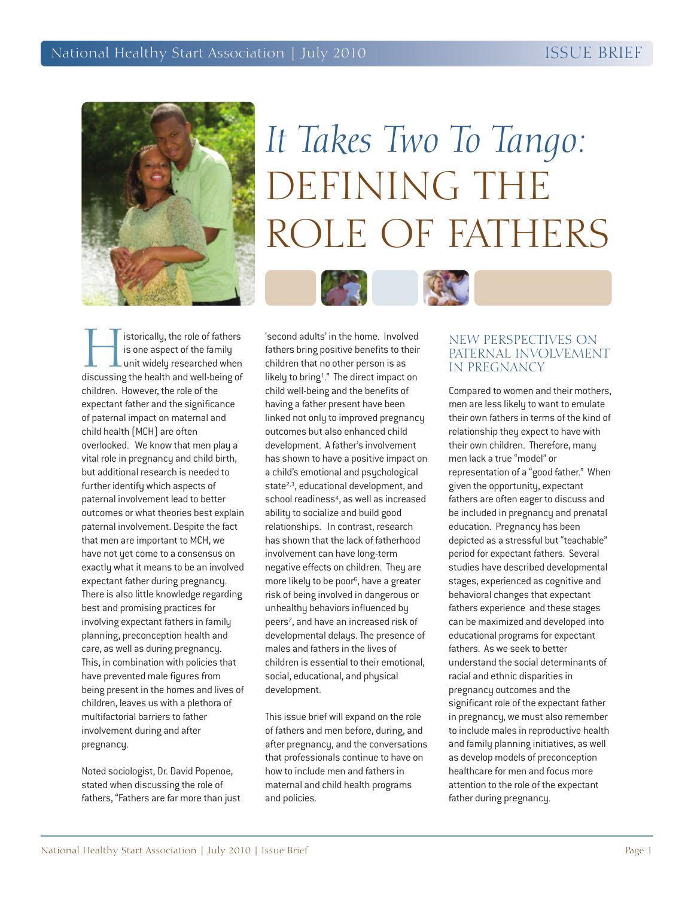# *It Takes Two To Tango:* DEFINING THE ROLE OF FATHERS

Historically, the role of fathers is one aspect of the family unit widely researched when discussing the health and well-being of children. However, the role of the expectant father and the significance of paternal impact on maternal and child health (MCH) are often overlooked. We know that men play a vital role in pregnancy and child birth, but additional research is needed to further identify which aspects of paternal involvement lead to better outcomes or what theories best explain paternal involvement. Despite the fact that men are important to MCH, we have not yet come to a consensus on exactly what it means to be an involved expectant father during pregnancy. There is also little knowledge regarding best and promising practices for involving expectant fathers in family planning, preconception health and care, as well as during pregnancy. This, in combination with policies that have prevented male figures from being present in the homes and lives of children, leaves us with a plethora of multifactorial barriers to father involvement during and after pregnancy.

Noted sociologist, Dr. David Popenoe, stated when discussing the role of fathers, "Fathers are far more than just 'second adults' in the home. Involved fathers bring positive benefits to their children that no other person is as likely to bring[1]." The direct impact on child well-being and the benefits of having a father present have been linked not only to improved pregnancy outcomes but also enhanced child development. A father's involvement has shown to have a positive impact on a child's emotional and psychological state[2,3], educational development, and school readiness[4], as well as increased ability to socialize and build good relationships. In contrast, research has shown that the lack of fatherhood involvement can have long-term negative effects on children. They are more likely to be poor[6], have a greater risk of being involved in dangerous or unhealthy behaviors influenced by peers[7], and have an increased risk of developmental delays. The presence of males and fathers in the lives of children is essential to their emotional, social, educational, and physical development.

This issue brief will expand on the role of fathers and men before, during, and after pregnancy, and the conversations that professionals continue to have on how to include men and fathers in maternal and child health programs and policies.

## NEW PERSPECTIVES ON PATERNAL INVOLVEMENT IN PREGNANCY

Compared to women and their mothers, men are less likely to want to emulate their own fathers in terms of the kind of relationship they expect to have with their own children. Therefore, many men lack a true "model" or representation of a "good father." When given the opportunity, expectant fathers are often eager to discuss and be included in pregnancy and prenatal education. Pregnancy has been depicted as a stressful but "teachable" period for expectant fathers. Several studies have described developmental stages, experienced as cognitive and behavioral changes that expectant fathers experience and these stages can be maximized and developed into educational programs for expectant fathers. As we seek to better understand the social determinants of racial and ethnic disparities in pregnancy outcomes and the significant role of the expectant father in pregnancy, we must also remember to include males in reproductive health and family planning initiatives, as well as develop models of preconception healthcare for men and focus more attention to the role of the expectant father during pregnancy.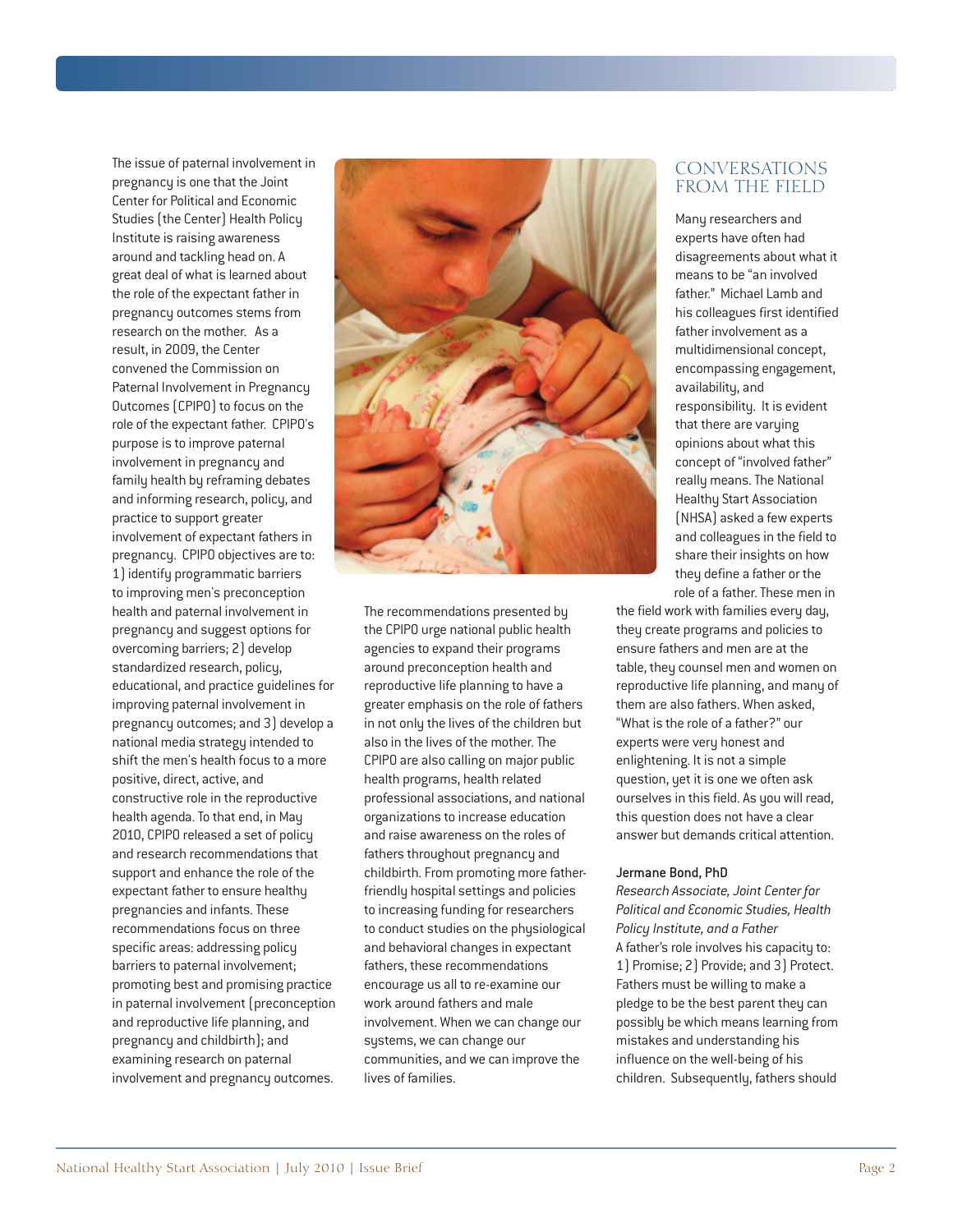The issue of paternal involvement in pregnancy is one that the Joint Center for Political and Economic Studies (the Center) Health Policy Institute is raising awareness around and tackling head on. A great deal of what is learned about the role of the expectant father in pregnancy outcomes stems from research on the mother. As a result, in 2009, the Center convened the Commission on Paternal Involvement in Pregnancy Outcomes (CPIPO) to focus on the role of the expectant father. CPIPO's purpose is to improve paternal involvement in pregnancy and family health by reframing debates and informing research, policy, and practice to support greater involvement of expectant fathers in pregnancy. CPIPO objectives are to: 1) identify programmatic barriers to improving men's preconception health and paternal involvement in pregnancy and suggest options for overcoming barriers; 2) develop standardized research, policy, educational, and practice guidelines for improving paternal involvement in pregnancy outcomes; and 3) develop a national media strategy intended to shift the men's health focus to a more positive, direct, active, and constructive role in the reproductive health agenda. To that end, in May 2010, CPIPO released a set of policy and research recommendations that support and enhance the role of the expectant father to ensure healthy pregnancies and infants. These recommendations focus on three specific areas: addressing policy barriers to paternal involvement; promoting best and promising practice in paternal involvement (preconception and reproductive life planning, and pregnancy and childbirth); and examining research on paternal involvement and pregnancy outcomes.

The recommendations presented by the CPIPO urge national public health agencies to expand their programs around preconception health and reproductive life planning to have a greater emphasis on the role of fathers in not only the lives of the children but also in the lives of the mother. The CPIPO are also calling on major public health programs, health related professional associations, and national organizations to increase education and raise awareness on the roles of fathers throughout pregnancy and childbirth. From promoting more father-friendly hospital settings and policies to increasing funding for researchers to conduct studies on the physiological and behavioral changes in expectant fathers, these recommendations encourage us all to re-examine our work around fathers and male involvement. When we can change our systems, we can change our communities, and we can improve the lives of families.

## CONVERSATIONS FROM THE FIELD

Many researchers and experts have often had disagreements about what it means to be "an involved father." Michael Lamb and his colleagues first identified father involvement as a multidimensional concept, encompassing engagement, availability, and responsibility. It is evident that there are varying opinions about what this concept of "involved father" really means. The National Healthy Start Association (NHSA) asked a few experts and colleagues in the field to share their insights on how they define a father or the role of a father. These men in the field work with families every day, they create programs and policies to ensure fathers and men are at the table, they counsel men and women on reproductive life planning, and many of them are also fathers. When asked, "What is the role of a father?" our experts were very honest and enlightening. It is not a simple question, yet it is one we often ask ourselves in this field. As you will read, this question does not have a clear answer but demands critical attention.

**Jermane Bond, PhD**
*Research Associate, Joint Center for Political and Economic Studies, Health Policy Institute, and a Father*
A father's role involves his capacity to: 1) Promise; 2) Provide; and 3) Protect. Fathers must be willing to make a pledge to be the best parent they can possibly be which means learning from mistakes and understanding his influence on the well-being of his children. Subsequently, fathers should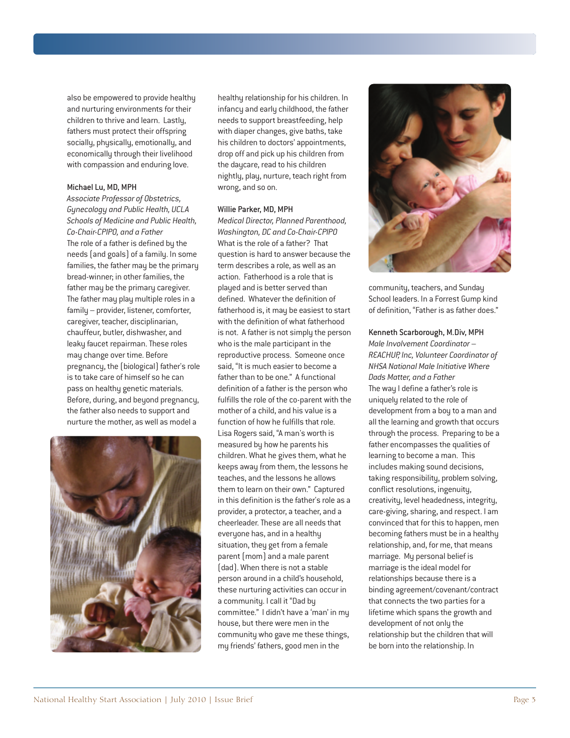also be empowered to provide healthy and nurturing environments for their children to thrive and learn. Lastly, fathers must protect their offspring socially, physically, emotionally, and economically through their livelihood with compassion and enduring love.

**Michael Lu, MD, MPH**
*Associate Professor of Obstetrics, Gynecology and Public Health, UCLA Schools of Medicine and Public Health, Co-Chair-CPIPO, and a Father*
The role of a father is defined by the needs (and goals) of a family. In some families, the father may be the primary bread-winner; in other families, the father may be the primary caregiver. The father may play multiple roles in a family – provider, listener, comforter, caregiver, teacher, disciplinarian, chauffeur, butler, dishwasher, and leaky faucet repairman. These roles may change over time. Before pregnancy, the (biological) father's role is to take care of himself so he can pass on healthy genetic materials. Before, during, and beyond pregnancy, the father also needs to support and nurture the mother, as well as model a healthy relationship for his children. In infancy and early childhood, the father needs to support breastfeeding, help with diaper changes, give baths, take his children to doctors' appointments, drop off and pick up his children from the daycare, read to his children nightly, play, nurture, teach right from wrong, and so on.

**Willie Parker, MD, MPH**
*Medical Director, Planned Parenthood, Washington, DC and Co-Chair-CPIPO*
What is the role of a father? That question is hard to answer because the term describes a role, as well as an action. Fatherhood is a role that is played and is better served than defined. Whatever the definition of fatherhood is, it may be easiest to start with the definition of what fatherhood is not. A father is not simply the person who is the male participant in the reproductive process. Someone once said, "It is much easier to become a father than to be one." A functional definition of a father is the person who fulfills the role of the co-parent with the mother of a child, and his value is a function of how he fulfills that role. Lisa Rogers said, "A man's worth is measured by how he parents his children. What he gives them, what he keeps away from them, the lessons he teaches, and the lessons he allows them to learn on their own." Captured in this definition is the father's role as a provider, a protector, a teacher, and a cheerleader. These are all needs that everyone has, and in a healthy situation, they get from a female parent (mom) and a male parent (dad). When there is not a stable person around in a child's household, these nurturing activities can occur in a community. I call it "Dad by committee." I didn't have a 'man' in my house, but there were men in the community who gave me these things, my friends' fathers, good men in the community, teachers, and Sunday School leaders. In a Forrest Gump kind of definition, "Father is as father does."

**Kenneth Scarborough, M.Div, MPH**
*Male Involvement Coordinator – REACHUP, Inc, Volunteer Coordinator of NHSA National Male Initiative Where Dads Matter, and a Father*
The way I define a father's role is uniquely related to the role of development from a boy to a man and all the learning and growth that occurs through the process. Preparing to be a father encompasses the qualities of learning to become a man. This includes making sound decisions, taking responsibility, problem solving, conflict resolutions, ingenuity, creativity, level headedness, integrity, care-giving, sharing, and respect. I am convinced that for this to happen, men becoming fathers must be in a healthy relationship, and, for me, that means marriage. My personal belief is marriage is the ideal model for relationships because there is a binding agreement/covenant/contract that connects the two parties for a lifetime which spans the growth and development of not only the relationship but the children that will be born into the relationship. In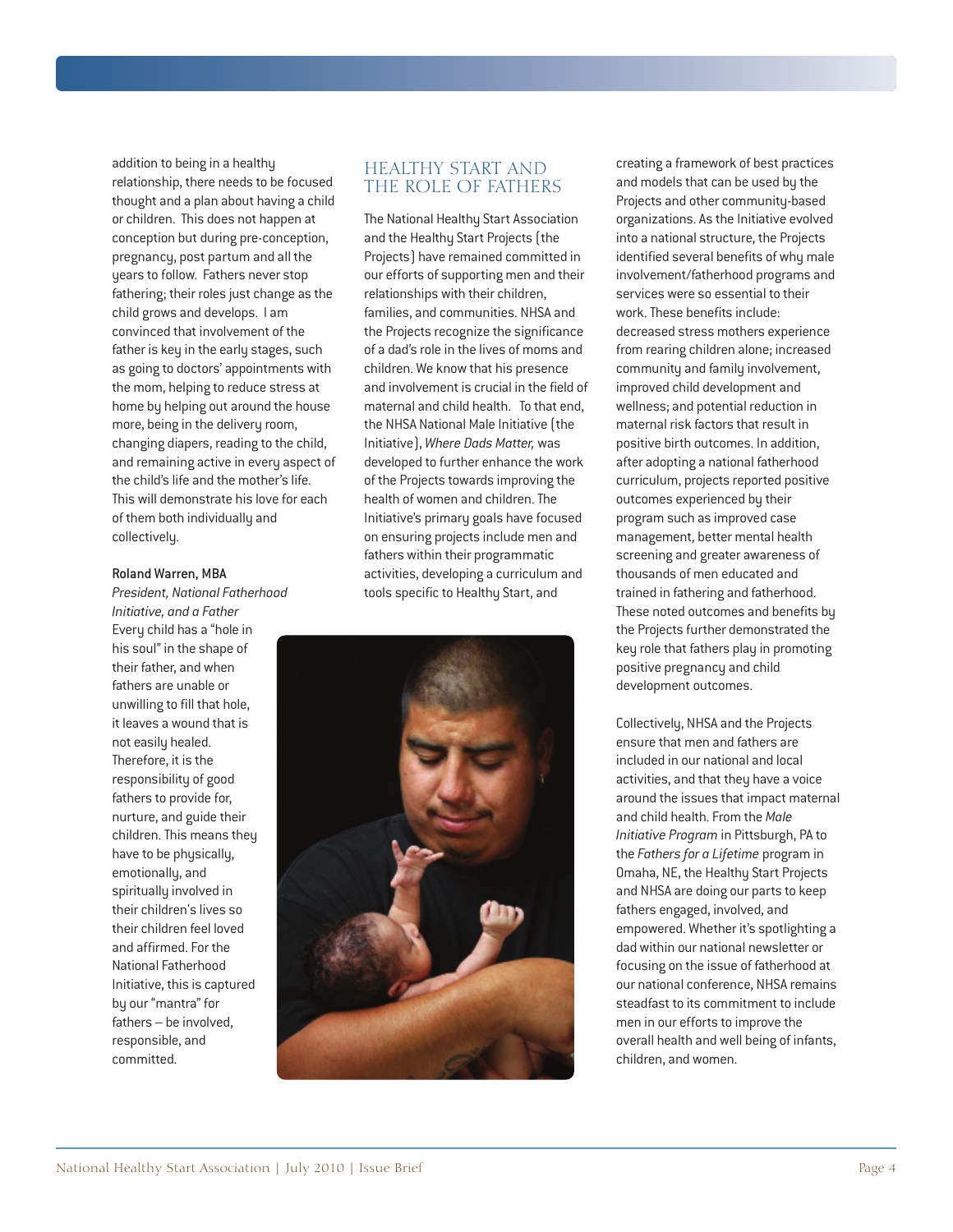addition to being in a healthy relationship, there needs to be focused thought and a plan about having a child or children. This does not happen at conception but during pre-conception, pregnancy, post partum and all the years to follow. Fathers never stop fathering; their roles just change as the child grows and develops. I am convinced that involvement of the father is key in the early stages, such as going to doctors' appointments with the mom, helping to reduce stress at home by helping out around the house more, being in the delivery room, changing diapers, reading to the child, and remaining active in every aspect of the child's life and the mother's life. This will demonstrate his love for each of them both individually and collectively.

**Roland Warren, MBA**
*President, National Fatherhood Initiative, and a Father*

Every child has a "hole in his soul" in the shape of their father, and when fathers are unable or unwilling to fill that hole, it leaves a wound that is not easily healed. Therefore, it is the responsibility of good fathers to provide for, nurture, and guide their children. This means they have to be physically, emotionally, and spiritually involved in their children's lives so their children feel loved and affirmed. For the National Fatherhood Initiative, this is captured by our "mantra" for fathers – be involved, responsible, and committed.

## HEALTHY START AND THE ROLE OF FATHERS

The National Healthy Start Association and the Healthy Start Projects (the Projects) have remained committed in our efforts of supporting men and their relationships with their children, families, and communities. NHSA and the Projects recognize the significance of a dad's role in the lives of moms and children. We know that his presence and involvement is crucial in the field of maternal and child health. To that end, the NHSA National Male Initiative (the Initiative), *Where Dads Matter,* was developed to further enhance the work of the Projects towards improving the health of women and children. The Initiative's primary goals have focused on ensuring projects include men and fathers within their programmatic activities, developing a curriculum and tools specific to Healthy Start, and creating a framework of best practices and models that can be used by the Projects and other community-based organizations. As the Initiative evolved into a national structure, the Projects identified several benefits of why male involvement/fatherhood programs and services were so essential to their work. These benefits include: decreased stress mothers experience from rearing children alone; increased community and family involvement, improved child development and wellness; and potential reduction in maternal risk factors that result in positive birth outcomes. In addition, after adopting a national fatherhood curriculum, projects reported positive outcomes experienced by their program such as improved case management, better mental health screening and greater awareness of thousands of men educated and trained in fathering and fatherhood. These noted outcomes and benefits by the Projects further demonstrated the key role that fathers play in promoting positive pregnancy and child development outcomes.

Collectively, NHSA and the Projects ensure that men and fathers are included in our national and local activities, and that they have a voice around the issues that impact maternal and child health. From the *Male Initiative Program* in Pittsburgh, PA to the *Fathers for a Lifetime* program in Omaha, NE, the Healthy Start Projects and NHSA are doing our parts to keep fathers engaged, involved, and empowered. Whether it's spotlighting a dad within our national newsletter or focusing on the issue of fatherhood at our national conference, NHSA remains steadfast to its commitment to include men in our efforts to improve the overall health and well being of infants, children, and women.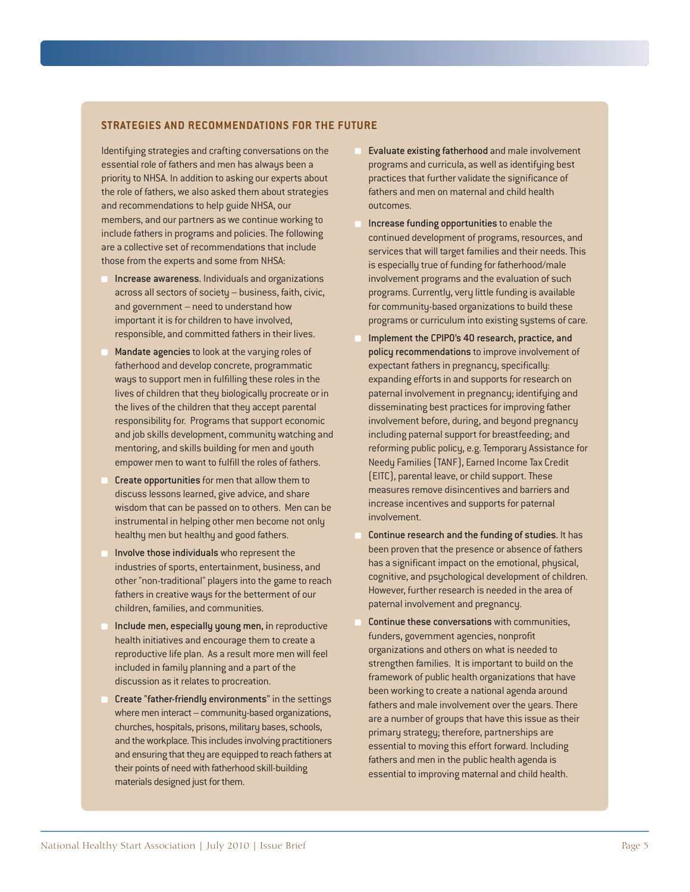## STRATEGIES AND RECOMMENDATIONS FOR THE FUTURE

Identifying strategies and crafting conversations on the essential role of fathers and men has always been a priority to NHSA. In addition to asking our experts about the role of fathers, we also asked them about strategies and recommendations to help guide NHSA, our members, and our partners as we continue working to include fathers in programs and policies. The following are a collective set of recommendations that include those from the experts and some from NHSA:

- **Increase awareness.** Individuals and organizations across all sectors of society – business, faith, civic, and government – need to understand how important it is for children to have involved, responsible, and committed fathers in their lives.
- **Mandate agencies** to look at the varying roles of fatherhood and develop concrete, programmatic ways to support men in fulfilling these roles in the lives of children that they biologically procreate or in the lives of the children that they accept parental responsibility for. Programs that support economic and job skills development, community watching and mentoring, and skills building for men and youth empower men to want to fulfill the roles of fathers.
- **Create opportunities** for men that allow them to discuss lessons learned, give advice, and share wisdom that can be passed on to others. Men can be instrumental in helping other men become not only healthy men but healthy and good fathers.
- **Involve those individuals** who represent the industries of sports, entertainment, business, and other "non-traditional" players into the game to reach fathers in creative ways for the betterment of our children, families, and communities.
- **Include men, especially young men,** in reproductive health initiatives and encourage them to create a reproductive life plan. As a result more men will feel included in family planning and a part of the discussion as it relates to procreation.
- **Create "father-friendly environments"** in the settings where men interact – community-based organizations, churches, hospitals, prisons, military bases, schools, and the workplace. This includes involving practitioners and ensuring that they are equipped to reach fathers at their points of need with fatherhood skill-building materials designed just for them.
- **Evaluate existing fatherhood** and male involvement programs and curricula, as well as identifying best practices that further validate the significance of fathers and men on maternal and child health outcomes.
- **Increase funding opportunities** to enable the continued development of programs, resources, and services that will target families and their needs. This is especially true of funding for fatherhood/male involvement programs and the evaluation of such programs. Currently, very little funding is available for community-based organizations to build these programs or curriculum into existing systems of care.
- **Implement the CPIPO's 40 research, practice, and policy recommendations** to improve involvement of expectant fathers in pregnancy, specifically: expanding efforts in and supports for research on paternal involvement in pregnancy; identifying and disseminating best practices for improving father involvement before, during, and beyond pregnancy including paternal support for breastfeeding; and reforming public policy, e.g. Temporary Assistance for Needy Families (TANF), Earned Income Tax Credit (EITC), parental leave, or child support. These measures remove disincentives and barriers and increase incentives and supports for paternal involvement.
- **Continue research and the funding of studies.** It has been proven that the presence or absence of fathers has a significant impact on the emotional, physical, cognitive, and psychological development of children. However, further research is needed in the area of paternal involvement and pregnancy.
- **Continue these conversations** with communities, funders, government agencies, nonprofit organizations and others on what is needed to strengthen families. It is important to build on the framework of public health organizations that have been working to create a national agenda around fathers and male involvement over the years. There are a number of groups that have this issue as their primary strategy; therefore, partnerships are essential to moving this effort forward. Including fathers and men in the public health agenda is essential to improving maternal and child health.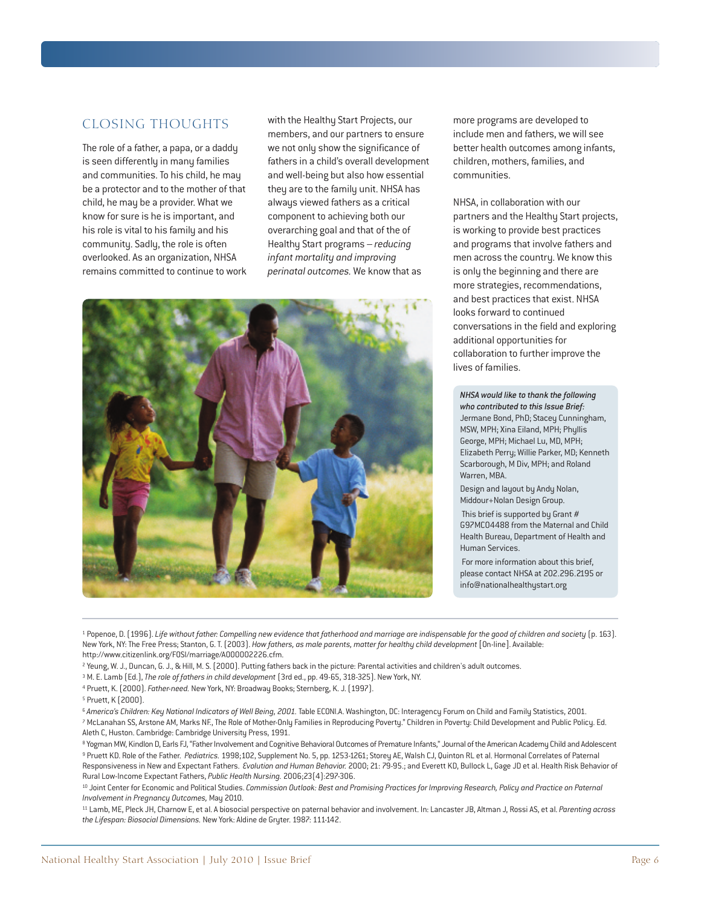## CLOSING THOUGHTS

The role of a father, a papa, or a daddy is seen differently in many families and communities. To his child, he may be a protector and to the mother of that child, he may be a provider. What we know for sure is he is important, and his role is vital to his family and his community. Sadly, the role is often overlooked. As an organization, NHSA remains committed to continue to work with the Healthy Start Projects, our members, and our partners to ensure we not only show the significance of fathers in a child's overall development and well-being but also how essential they are to the family unit. NHSA has always viewed fathers as a critical component to achieving both our overarching goal and that of the of Healthy Start programs – *reducing infant mortality and improving perinatal outcomes.* We know that as more programs are developed to include men and fathers, we will see better health outcomes among infants, children, mothers, families, and communities.

NHSA, in collaboration with our partners and the Healthy Start projects, is working to provide best practices and programs that involve fathers and men across the country. We know this is only the beginning and there are more strategies, recommendations, and best practices that exist. NHSA looks forward to continued conversations in the field and exploring additional opportunities for collaboration to further improve the lives of families.

*NHSA would like to thank the following who contributed to this Issue Brief:* Jermane Bond, PhD; Stacey Cunningham, MSW, MPH; Xina Eiland, MPH; Phyllis George, MPH; Michael Lu, MD, MPH; Elizabeth Perry; Willie Parker, MD; Kenneth Scarborough, M Div, MPH; and Roland Warren, MBA.

Design and layout by Andy Nolan, Middour+Nolan Design Group.

This brief is supported by Grant # G97MC04488 from the Maternal and Child Health Bureau, Department of Health and Human Services.

For more information about this brief, please contact NHSA at 202.296.2195 or info@nationalhealthystart.org

---

[1] Popenoe, D. (1996). *Life without father: Compelling new evidence that fatherhood and marriage are indispensable for the good of children and society* (p. 163). New York, NY: The Free Press; Stanton, G. T. (2003). *How fathers, as male parents, matter for healthy child development* [On-line]. Available: http://www.citizenlink.org/FOSI/marriage/A000002226.cfm.

[2] Yeung, W. J., Duncan, G. J., & Hill, M. S. (2000). Putting fathers back in the picture: Parental activities and children's adult outcomes.

[3] M. E. Lamb (Ed.), *The role of fathers in child development* (3rd ed., pp. 49-65, 318-325). New York, NY.

[4] Pruett, K. (2000). *Father-need.* New York, NY: Broadway Books; Sternberg, K. J. (1997).

[5] Pruett, K (2000).

[6] *America's Children: Key National Indicators of Well Being, 2001.* Table ECONI.A. Washington, DC: Interagency Forum on Child and Family Statistics, 2001.

[7] McLanahan SS, Arstone AM, Marks NF., The Role of Mother-Only Families in Reproducing Poverty." Children in Poverty: Child Development and Public Policy. Ed. Aleth C, Huston. Cambridge: Cambridge University Press, 1991.

[8] Yogman MW, Kindlon D, Earls FJ, "Father Involvement and Cognitive Behavioral Outcomes of Premature Infants," Journal of the American Academy Child and Adolescent

[9] Pruett KD. Role of the Father. *Pediatrics.* 1998;102, Supplement No. 5, pp. 1253-1261; Storey AE, Walsh CJ, Quinton RL et al. Hormonal Correlates of Paternal Responsiveness in New and Expectant Fathers. *Evolution and Human Behavior.* 2000; 21: 79-95.; and Everett KD, Bullock L, Gage JD et al. Health Risk Behavior of Rural Low-Income Expectant Fathers, *Public Health Nursing.* 2006;23(4):297-306.

[10] Joint Center for Economic and Political Studies. *Commission Outlook: Best and Promising Practices for Improving Research, Policy and Practice on Paternal Involvement in Pregnancy Outcomes,* May 2010.

[11] Lamb, ME, Pleck JH, Charnow E, et al. A biosocial perspective on paternal behavior and involvement. In: Lancaster JB, Altman J, Rossi AS, et al. *Parenting across the Lifespan: Biosocial Dimensions.* New York: Aldine de Gryter. 1987: 111-142.